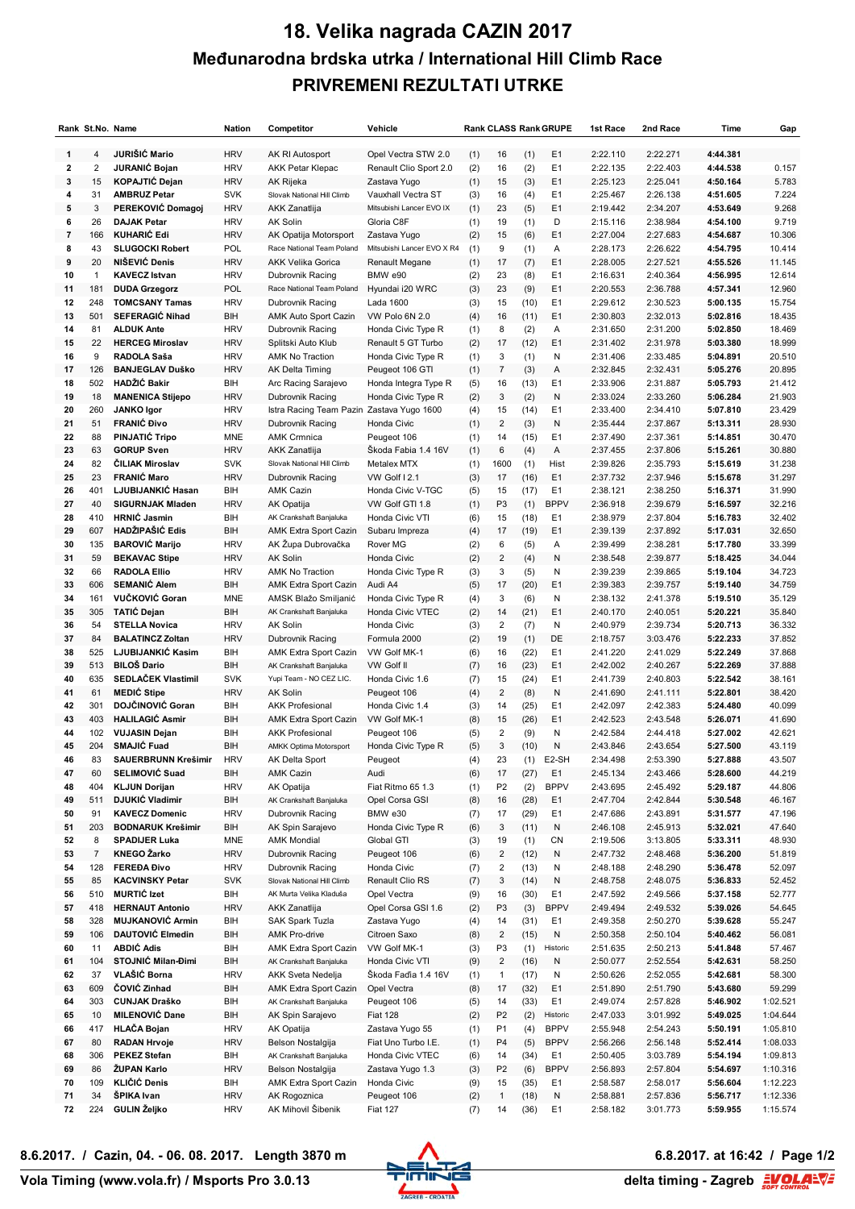# 18. Velika nagrada CAZIN 2017

## Međunarodna brdska utrka / International Hill Climb Race

## PRIVREMENI REZULTATI UTRKE

| Rank | St.No. | Name | Nation | Competitor | Vehicle | Rank | CLASS | Rank | GRUPE | 1st Race | 2nd Race | Time | Gap |
|---|---|---|---|---|---|---|---|---|---|---|---|---|---|
| 1 | 4 | **JURIŠIĆ Mario** | HRV | AK RI Autosport | Opel Vectra STW 2.0 | (1) | 16 | (1) | E1 | 2:22.110 | 2:22.271 | **4:44.381** | |
| 2 | 2 | **JURANIĆ Bojan** | HRV | AKK Petar Klepac | Renault Clio Sport 2.0 | (2) | 16 | (2) | E1 | 2:22.135 | 2:22.403 | **4:44.538** | 0.157 |
| 3 | 15 | **KOPAJTIĆ Dejan** | HRV | AK Rijeka | Zastava Yugo | (1) | 15 | (3) | E1 | 2:25.123 | 2:25.041 | **4:50.164** | 5.783 |
| 4 | 31 | **AMBRUZ Petar** | SVK | Slovak National Hill Climb | Vauxhall Vectra ST | (3) | 16 | (4) | E1 | 2:25.467 | 2:26.138 | **4:51.605** | 7.224 |
| 5 | 3 | **PEREKOVIĆ Domagoj** | HRV | AKK Zanatlija | Mitsubishi Lancer EVO IX | (1) | 23 | (5) | E1 | 2:19.442 | 2:34.207 | **4:53.649** | 9.268 |
| 6 | 26 | **DAJAK Petar** | HRV | AK Solin | Gloria C8F | (1) | 19 | (1) | D | 2:15.116 | 2:38.984 | **4:54.100** | 9.719 |
| 7 | 166 | **KUHARIĆ Edi** | HRV | AK Opatija Motorsport | Zastava Yugo | (2) | 15 | (6) | E1 | 2:27.004 | 2:27.683 | **4:54.687** | 10.306 |
| 8 | 43 | **SLUGOCKI Robert** | POL | Race National Team Poland | Mitsubishi Lancer EVO X R4 | (1) | 9 | (1) | A | 2:28.173 | 2:26.622 | **4:54.795** | 10.414 |
| 9 | 20 | **NIŠEVIĆ Denis** | HRV | AKK Velika Gorica | Renault Megane | (1) | 17 | (7) | E1 | 2:28.005 | 2:27.521 | **4:55.526** | 11.145 |
| 10 | 1 | **KAVECZ Istvan** | HRV | Dubrovnik Racing | BMW e90 | (2) | 23 | (8) | E1 | 2:16.631 | 2:40.364 | **4:56.995** | 12.614 |
| 11 | 181 | **DUDA Grzegorz** | POL | Race National Team Poland | Hyundai i20 WRC | (3) | 23 | (9) | E1 | 2:20.553 | 2:36.788 | **4:57.341** | 12.960 |
| 12 | 248 | **TOMCSANY Tamas** | HRV | Dubrovnik Racing | Lada 1600 | (3) | 15 | (10) | E1 | 2:29.612 | 2:30.523 | **5:00.135** | 15.754 |
| 13 | 501 | **SEFERAGIĆ Nihad** | BIH | AMK Auto Sport Cazin | VW Polo 6N 2.0 | (4) | 16 | (11) | E1 | 2:30.803 | 2:32.013 | **5:02.816** | 18.435 |
| 14 | 81 | **ALDUK Ante** | HRV | Dubrovnik Racing | Honda Civic Type R | (1) | 8 | (2) | A | 2:31.650 | 2:31.200 | **5:02.850** | 18.469 |
| 15 | 22 | **HERCEG Miroslav** | HRV | Splitski Auto Klub | Renault 5 GT Turbo | (2) | 17 | (12) | E1 | 2:31.402 | 2:31.978 | **5:03.380** | 18.999 |
| 16 | 9 | **RADOLA Saša** | HRV | AMK No Traction | Honda Civic Type R | (1) | 3 | (1) | N | 2:31.406 | 2:33.485 | **5:04.891** | 20.510 |
| 17 | 126 | **BANJEGLAV Duško** | HRV | AK Delta Timing | Peugeot 106 GTI | (1) | 7 | (3) | A | 2:32.845 | 2:32.431 | **5:05.276** | 20.895 |
| 18 | 502 | **HADŽIĆ Bakir** | BIH | Arc Racing Sarajevo | Honda Integra Type R | (5) | 16 | (13) | E1 | 2:33.906 | 2:31.887 | **5:05.793** | 21.412 |
| 19 | 18 | **MANENICA Stijepo** | HRV | Dubrovnik Racing | Honda Civic Type R | (2) | 3 | (2) | N | 2:33.024 | 2:33.260 | **5:06.284** | 21.903 |
| 20 | 260 | **JANKO Igor** | HRV | Istra Racing Team Pazin | Zastava Yugo 1600 | (4) | 15 | (14) | E1 | 2:33.400 | 2:34.410 | **5:07.810** | 23.429 |
| 21 | 51 | **FRANIĆ Đivo** | HRV | Dubrovnik Racing | Honda Civic | (1) | 2 | (3) | N | 2:35.444 | 2:37.867 | **5:13.311** | 28.930 |
| 22 | 88 | **PINJATIĆ Tripo** | MNE | AMK Crmnica | Peugeot 106 | (1) | 14 | (15) | E1 | 2:37.490 | 2:37.361 | **5:14.851** | 30.470 |
| 23 | 63 | **GORUP Sven** | HRV | AKK Zanatlija | Škoda Fabia 1.4 16V | (1) | 6 | (4) | A | 2:37.455 | 2:37.806 | **5:15.261** | 30.880 |
| 24 | 82 | **ČILIAK Miroslav** | SVK | Slovak National Hill Climb | Metalex MTX | (1) | 1600 | (1) | Hist | 2:39.826 | 2:35.793 | **5:15.619** | 31.238 |
| 25 | 23 | **FRANIĆ Maro** | HRV | Dubrovnik Racing | VW Golf I 2.1 | (3) | 17 | (16) | E1 | 2:37.732 | 2:37.946 | **5:15.678** | 31.297 |
| 26 | 401 | **LJUBIJANKIĆ Hasan** | BIH | AMK Cazin | Honda Civic V-TGC | (5) | 15 | (17) | E1 | 2:38.121 | 2:38.250 | **5:16.371** | 31.990 |
| 27 | 40 | **SIGURNJAK Mladen** | HRV | AK Opatija | VW Golf GTI 1.8 | (1) | P3 | (1) | BPPV | 2:36.918 | 2:39.679 | **5:16.597** | 32.216 |
| 28 | 410 | **HRNIĆ Jasmin** | BIH | AK Crankshaft Banjaluka | Honda Civic VTI | (6) | 15 | (18) | E1 | 2:38.979 | 2:37.804 | **5:16.783** | 32.402 |
| 29 | 607 | **HADŽIPAŠIĆ Edis** | BIH | AMK Extra Sport Cazin | Subaru Impreza | (4) | 17 | (19) | E1 | 2:39.139 | 2:37.892 | **5:17.031** | 32.650 |
| 30 | 135 | **BAROVIĆ Marijo** | HRV | AK Župa Dubrovačka | Rover MG | (2) | 6 | (5) | A | 2:39.499 | 2:38.281 | **5:17.780** | 33.399 |
| 31 | 59 | **BEKAVAC Stipe** | HRV | AK Solin | Honda Civic | (2) | 2 | (4) | N | 2:38.548 | 2:39.877 | **5:18.425** | 34.044 |
| 32 | 66 | **RADOLA Ellio** | HRV | AMK No Traction | Honda Civic Type R | (3) | 3 | (5) | N | 2:39.239 | 2:39.865 | **5:19.104** | 34.723 |
| 33 | 606 | **SEMANIĆ Alem** | BIH | AMK Extra Sport Cazin | Audi A4 | (5) | 17 | (20) | E1 | 2:39.383 | 2:39.757 | **5:19.140** | 34.759 |
| 34 | 161 | **VUČKOVIĆ Goran** | MNE | AMSK Blažo Smiljanić | Honda Civic Type R | (4) | 3 | (6) | N | 2:38.132 | 2:41.378 | **5:19.510** | 35.129 |
| 35 | 305 | **TATIĆ Dejan** | BIH | AK Crankshaft Banjaluka | Honda Civic VTEC | (2) | 14 | (21) | E1 | 2:40.170 | 2:40.051 | **5:20.221** | 35.840 |
| 36 | 54 | **STELLA Novica** | HRV | AK Solin | Honda Civic | (3) | 2 | (7) | N | 2:40.979 | 2:39.734 | **5:20.713** | 36.332 |
| 37 | 84 | **BALATINCZ Zoltan** | HRV | Dubrovnik Racing | Formula 2000 | (2) | 19 | (1) | DE | 2:18.757 | 3:03.476 | **5:22.233** | 37.852 |
| 38 | 525 | **LJUBIJANKIĆ Kasim** | BIH | AMK Extra Sport Cazin | VW Golf MK-1 | (6) | 16 | (22) | E1 | 2:41.220 | 2:41.029 | **5:22.249** | 37.868 |
| 39 | 513 | **BILOŠ Dario** | BIH | AK Crankshaft Banjaluka | VW Golf II | (7) | 16 | (23) | E1 | 2:42.002 | 2:40.267 | **5:22.269** | 37.888 |
| 40 | 635 | **SEDLAČEK Vlastimil** | SVK | Yupi Team - NO CEZ LIC. | Honda Civic 1.6 | (7) | 15 | (24) | E1 | 2:41.739 | 2:40.803 | **5:22.542** | 38.161 |
| 41 | 61 | **MEDIĆ Stipe** | HRV | AK Solin | Peugeot 106 | (4) | 2 | (8) | N | 2:41.690 | 2:41.111 | **5:22.801** | 38.420 |
| 42 | 301 | **DOJČINOVIĆ Goran** | BIH | AKK Profesional | Honda Civic 1.4 | (3) | 14 | (25) | E1 | 2:42.097 | 2:42.383 | **5:24.480** | 40.099 |
| 43 | 403 | **HALILAGIĆ Asmir** | BIH | AMK Extra Sport Cazin | VW Golf MK-1 | (8) | 15 | (26) | E1 | 2:42.523 | 2:43.548 | **5:26.071** | 41.690 |
| 44 | 102 | **VUJASIN Dejan** | BIH | AKK Profesional | Peugeot 106 | (5) | 2 | (9) | N | 2:42.584 | 2:44.418 | **5:27.002** | 42.621 |
| 45 | 204 | **SMAJIĆ Fuad** | BIH | AMKK Optima Motorsport | Honda Civic Type R | (5) | 3 | (10) | N | 2:43.846 | 2:43.654 | **5:27.500** | 43.119 |
| 46 | 83 | **SAUERBRUNN Krešimir** | HRV | AK Delta Sport | Peugeot | (4) | 23 | (1) | E2-SH | 2:34.498 | 2:53.390 | **5:27.888** | 43.507 |
| 47 | 60 | **SELIMOVIĆ Suad** | BIH | AMK Cazin | Audi | (6) | 17 | (27) | E1 | 2:45.134 | 2:43.466 | **5:28.600** | 44.219 |
| 48 | 404 | **KLJUN Dorijan** | HRV | AK Opatija | Fiat Ritmo 65 1.3 | (1) | P2 | (2) | BPPV | 2:43.695 | 2:45.492 | **5:29.187** | 44.806 |
| 49 | 511 | **DJUKIĆ Vladimir** | BIH | AK Crankshaft Banjaluka | Opel Corsa GSI | (8) | 16 | (28) | E1 | 2:47.704 | 2:42.844 | **5:30.548** | 46.167 |
| 50 | 91 | **KAVECZ Domenic** | HRV | Dubrovnik Racing | BMW e30 | (7) | 17 | (29) | E1 | 2:47.686 | 2:43.891 | **5:31.577** | 47.196 |
| 51 | 203 | **BODNARUK Krešimir** | BIH | AK Spin Sarajevo | Honda Civic Type R | (6) | 3 | (11) | N | 2:46.108 | 2:45.913 | **5:32.021** | 47.640 |
| 52 | 8 | **SPADIJER Luka** | MNE | AMK Mondial | Global GTI | (3) | 19 | (1) | CN | 2:19.506 | 3:13.805 | **5:33.311** | 48.930 |
| 53 | 7 | **KNEGO Žarko** | HRV | Dubrovnik Racing | Peugeot 106 | (6) | 2 | (12) | N | 2:47.732 | 2:48.468 | **5:36.200** | 51.819 |
| 54 | 128 | **FEREĐA Đivo** | HRV | Dubrovnik Racing | Honda Civic | (7) | 2 | (13) | N | 2:48.188 | 2:48.290 | **5:36.478** | 52.097 |
| 55 | 85 | **KACVINSKY Petar** | SVK | Slovak National Hill Climb | Renault Clio RS | (7) | 3 | (14) | N | 2:48.758 | 2:48.075 | **5:36.833** | 52.452 |
| 56 | 510 | **MURTIĆ Izet** | BIH | AK Murta Velika Kladuša | Opel Vectra | (9) | 16 | (30) | E1 | 2:47.592 | 2:49.566 | **5:37.158** | 52.777 |
| 57 | 418 | **HERNAUT Antonio** | HRV | AKK Zanatlija | Opel Corsa GSI 1.6 | (2) | P3 | (3) | BPPV | 2:49.494 | 2:49.532 | **5:39.026** | 54.645 |
| 58 | 328 | **MUJKANOVIĆ Armin** | BIH | SAK Spark Tuzla | Zastava Yugo | (4) | 14 | (31) | E1 | 2:49.358 | 2:50.270 | **5:39.628** | 55.247 |
| 59 | 106 | **DAUTOVIĆ Elmedin** | BIH | AMK Pro-drive | Citroen Saxo | (8) | 2 | (15) | N | 2:50.358 | 2:50.104 | **5:40.462** | 56.081 |
| 60 | 11 | **ABDIĆ Adis** | BIH | AMK Extra Sport Cazin | VW Golf MK-1 | (3) | P3 | (1) | Historic | 2:51.635 | 2:50.213 | **5:41.848** | 57.467 |
| 61 | 104 | **STOJNIĆ Milan-Đimi** | BIH | AK Crankshaft Banjaluka | Honda Civic VTI | (9) | 2 | (16) | N | 2:50.077 | 2:52.554 | **5:42.631** | 58.250 |
| 62 | 37 | **VLAŠIĆ Borna** | HRV | AKK Sveta Nedelja | Škoda Fađia 1.4 16V | (1) | 1 | (17) | N | 2:50.626 | 2:52.055 | **5:42.681** | 58.300 |
| 63 | 609 | **ČOVIĆ Zinhad** | BIH | AMK Extra Sport Cazin | Opel Vectra | (8) | 17 | (32) | E1 | 2:51.890 | 2:51.790 | **5:43.680** | 59.299 |
| 64 | 303 | **CUNJAK Draško** | BIH | AK Crankshaft Banjaluka | Peugeot 106 | (5) | 14 | (33) | E1 | 2:49.074 | 2:57.828 | **5:46.902** | 1:02.521 |
| 65 | 10 | **MILENOVIĆ Dane** | BIH | AK Spin Sarajevo | Fiat 128 | (2) | P2 | (2) | Historic | 2:47.033 | 3:01.992 | **5:49.025** | 1:04.644 |
| 66 | 417 | **HLAČA Bojan** | HRV | AK Opatija | Zastava Yugo 55 | (1) | P1 | (4) | BPPV | 2:55.948 | 2:54.243 | **5:50.191** | 1:05.810 |
| 67 | 80 | **RADAN Hrvoje** | HRV | Belson Nostalgija | Fiat Uno Turbo I.E. | (1) | P4 | (5) | BPPV | 2:56.266 | 2:56.148 | **5:52.414** | 1:08.033 |
| 68 | 306 | **PEKEZ Stefan** | BIH | AK Crankshaft Banjaluka | Honda Civic VTEC | (6) | 14 | (34) | E1 | 2:50.405 | 3:03.789 | **5:54.194** | 1:09.813 |
| 69 | 86 | **ŽUPAN Karlo** | HRV | Belson Nostalgija | Zastava Yugo 1.3 | (3) | P2 | (6) | BPPV | 2:56.893 | 2:57.804 | **5:54.697** | 1:10.316 |
| 70 | 109 | **KLIČIĆ Denis** | BIH | AMK Extra Sport Cazin | Honda Civic | (9) | 15 | (35) | E1 | 2:58.587 | 2:58.017 | **5:56.604** | 1:12.223 |
| 71 | 34 | **ŠPIKA Ivan** | HRV | AK Rogoznica | Peugeot 106 | (2) | 1 | (18) | N | 2:58.881 | 2:57.836 | **5:56.717** | 1:12.336 |
| 72 | 224 | **GULIN Željko** | HRV | AK Mihovil Šibenik | Fiat 127 | (7) | 14 | (36) | E1 | 2:58.182 | 3:01.773 | **5:59.955** | 1:15.574 |

**8.6.2017. / Cazin, 04. - 06. 08. 2017. Length 3870 m** — **6.8.2017. at 16:42**

**Vola Timing (www.vola.fr) / Msports Pro 3.0.13** — **delta timing - Zagreb**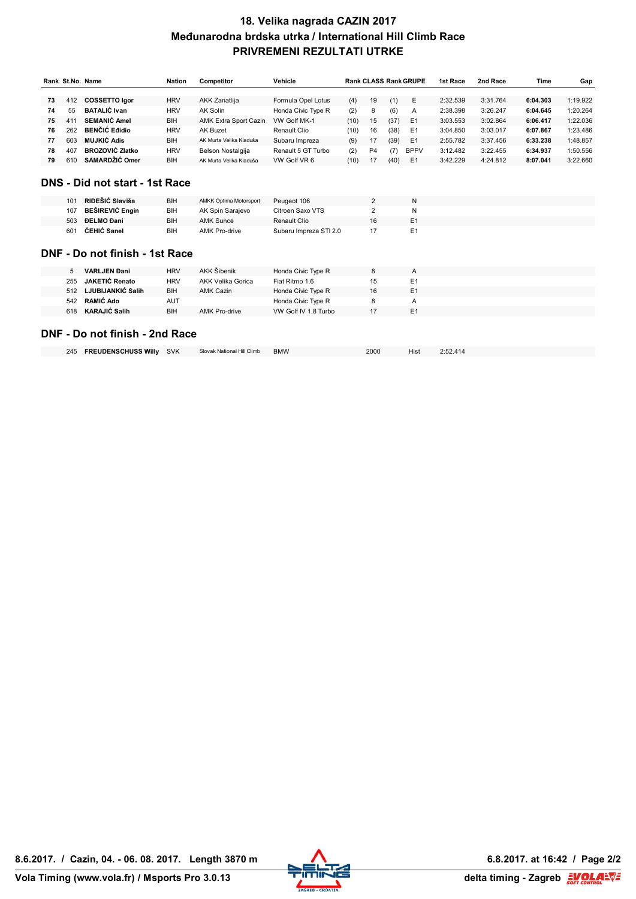# 18. Velika nagrada CAZIN 2017

## Međunarodna brdska utrka / International Hill Climb Race

## PRIVREMENI REZULTATI UTRKE

| Rank | St.No. | Name | Nation | Competitor | Vehicle | Rank | CLASS | Rank | GRUPE | 1st Race | 2nd Race | Time | Gap |
|---|---|---|---|---|---|---|---|---|---|---|---|---|---|
| 73 | 412 | **COSSETTO Igor** | HRV | AKK Zanatlija | Formula Opel Lotus | (4) | 19 | (1) | E | 2:32.539 | 3:31.764 | **6:04.303** | 1:19.922 |
| 74 | 55 | **BATALIĆ Ivan** | HRV | AK Solin | Honda Civic Type R | (2) | 8 | (6) | A | 2:38.398 | 3:26.247 | **6:04.645** | 1:20.264 |
| 75 | 411 | **SEMANIĆ Amel** | BIH | AMK Extra Sport Cazin | VW Golf MK-1 | (10) | 15 | (37) | E1 | 3:03.553 | 3:02.864 | **6:06.417** | 1:22.036 |
| 76 | 262 | **BENČIĆ Eđidio** | HRV | AK Buzet | Renault Clio | (10) | 16 | (38) | E1 | 3:04.850 | 3:03.017 | **6:07.867** | 1:23.486 |
| 77 | 603 | **MUJKIĆ Adis** | BIH | AK Murta Velika Kladuša | Subaru Impreza | (9) | 17 | (39) | E1 | 2:55.782 | 3:37.456 | **6:33.238** | 1:48.857 |
| 78 | 407 | **BROZOVIĆ Zlatko** | HRV | Belson Nostalgija | Renault 5 GT Turbo | (2) | P4 | (7) | BPPV | 3:12.482 | 3:22.455 | **6:34.937** | 1:50.556 |
| 79 | 610 | **SAMARDŽIĆ Omer** | BIH | AK Murta Velika Kladuša | VW Golf VR 6 | (10) | 17 | (40) | E1 | 3:42.229 | 4:24.812 | **8:07.041** | 3:22.660 |

## DNS - Did not start - 1st Race

| | | | | | | |
|---|---|---|---|---|---|---|
| 101 | **RIĐEŠIĆ Slaviša** | BIH | AMKK Optima Motorsport | Peugeot 106 | 2 | N |
| 107 | **BEŠIREVIĆ Engin** | BIH | AK Spin Sarajevo | Citroen Saxo VTS | 2 | N |
| 503 | **ĐELMO Đani** | BIH | AMK Sunce | Renault Clio | 16 | E1 |
| 601 | **ĆEHIĆ Sanel** | BIH | AMK Pro-drive | Subaru Impreza STI 2.0 | 17 | E1 |

## DNF - Do not finish - 1st Race

| | | | | | | |
|---|---|---|---|---|---|---|
| 5 | **VARLJEN Đani** | HRV | AKK Šibenik | Honda Civic Type R | 8 | A |
| 255 | **JAKETIĆ Renato** | HRV | AKK Velika Gorica | Fiat Ritmo 1.6 | 15 | E1 |
| 512 | **LJUBIJANKIĆ Salih** | BIH | AMK Cazin | Honda Civic Type R | 16 | E1 |
| 542 | **RAMIĆ Ado** | AUT | | Honda Civic Type R | 8 | A |
| 618 | **KARAJIĆ Salih** | BIH | AMK Pro-drive | VW Golf IV 1.8 Turbo | 17 | E1 |

## DNF - Do not finish - 2nd Race

| | | | | | | | |
|---|---|---|---|---|---|---|---|
| 245 | **FREUDENSCHUSS Willy** | SVK | Slovak National Hill Climb | BMW | 2000 | Hist | 2:52.414 |

**8.6.2017. / Cazin, 04. - 06. 08. 2017. Length 3870 m**

**6.8.2017. at 16:42**

**Vola Timing (www.vola.fr) / Msports Pro 3.0.13**

**delta timing - Zagreb**